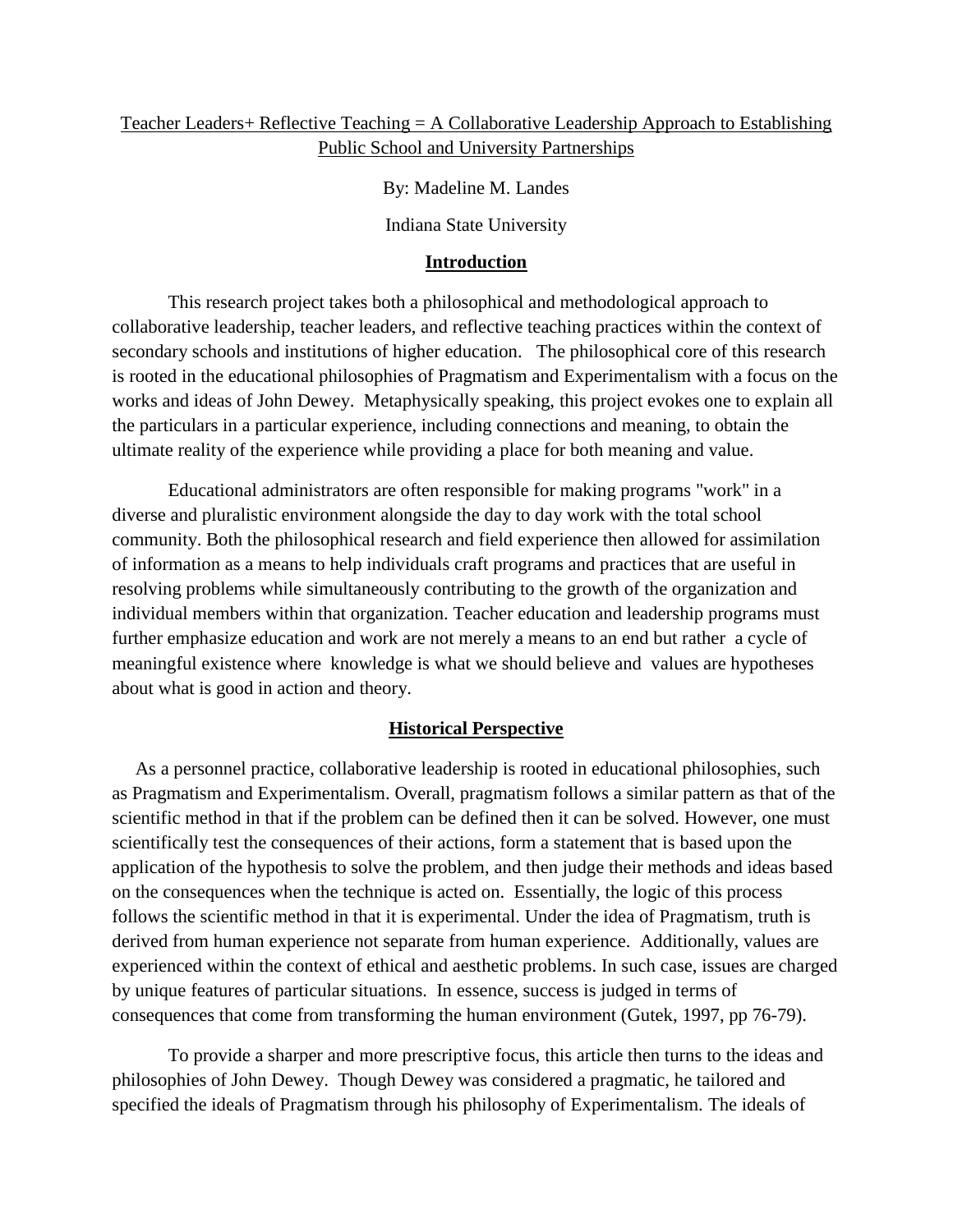# Teacher Leaders+ Reflective Teaching = A Collaborative Leadership Approach to Establishing Public School and University Partnerships

By: Madeline M. Landes

Indiana State University

## Introduction

This research project takes both a philosophical and methodological approach to collaborative leadership, teacher leaders, and reflective teaching practices within the context of secondary schools and institutions of higher education. The philosophical core of this research is rooted in the educational philosophies of Pragmatism and Experimentalism with a focus on the works and ideas of John Dewey. Metaphysically speaking, this project evokes one to explain all the particulars in a particular experience, including connections and meaning, to obtain the ultimate reality of the experience while providing a place for both meaning and value.

Educational administrators are often responsible for making programs "work" in a diverse and pluralistic environment alongside the day to day work with the total school community. Both the philosophical research and field experience then allowed for assimilation of information as a means to help individuals craft programs and practices that are useful in resolving problems while simultaneously contributing to the growth of the organization and individual members within that organization. Teacher education and leadership programs must further emphasize education and work are not merely a means to an end but rather a cycle of meaningful existence where knowledge is what we should believe and values are hypotheses about what is good in action and theory.

## Historical Perspective

As a personnel practice, collaborative leadership is rooted in educational philosophies, such as Pragmatism and Experimentalism. Overall, pragmatism follows a similar pattern as that of the scientific method in that if the problem can be defined then it can be solved. However, one must scientifically test the consequences of their actions, form a statement that is based upon the application of the hypothesis to solve the problem, and then judge their methods and ideas based on the consequences when the technique is acted on. Essentially, the logic of this process follows the scientific method in that it is experimental. Under the idea of Pragmatism, truth is derived from human experience not separate from human experience. Additionally, values are experienced within the context of ethical and aesthetic problems. In such case, issues are charged by unique features of particular situations. In essence, success is judged in terms of consequences that come from transforming the human environment (Gutek, 1997, pp 76-79).

To provide a sharper and more prescriptive focus, this article then turns to the ideas and philosophies of John Dewey. Though Dewey was considered a pragmatic, he tailored and specified the ideals of Pragmatism through his philosophy of Experimentalism. The ideals of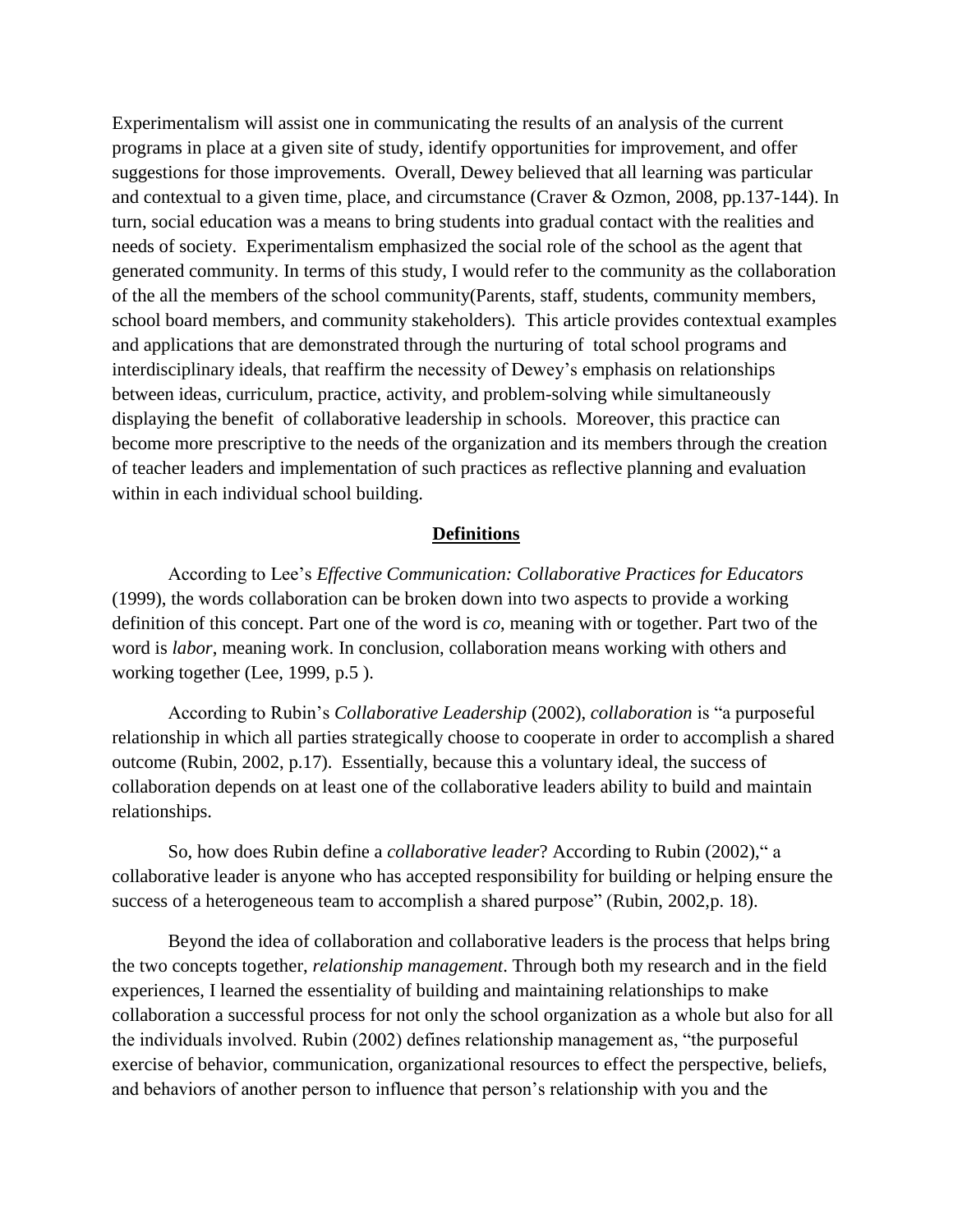Experimentalism will assist one in communicating the results of an analysis of the current programs in place at a given site of study, identify opportunities for improvement, and offer suggestions for those improvements. Overall, Dewey believed that all learning was particular and contextual to a given time, place, and circumstance (Craver & Ozmon, 2008, pp.137-144). In turn, social education was a means to bring students into gradual contact with the realities and needs of society. Experimentalism emphasized the social role of the school as the agent that generated community. In terms of this study, I would refer to the community as the collaboration of the all the members of the school community(Parents, staff, students, community members, school board members, and community stakeholders). This article provides contextual examples and applications that are demonstrated through the nurturing of total school programs and interdisciplinary ideals, that reaffirm the necessity of Dewey's emphasis on relationships between ideas, curriculum, practice, activity, and problem-solving while simultaneously displaying the benefit of collaborative leadership in schools. Moreover, this practice can become more prescriptive to the needs of the organization and its members through the creation of teacher leaders and implementation of such practices as reflective planning and evaluation within in each individual school building.

## **Definitions**

According to Lee's *Effective Communication: Collaborative Practices for Educators* (1999), the words collaboration can be broken down into two aspects to provide a working definition of this concept. Part one of the word is *co*, meaning with or together. Part two of the word is *labor*, meaning work. In conclusion, collaboration means working with others and working together (Lee, 1999, p.5 ).

According to Rubin's *Collaborative Leadership* (2002), *collaboration* is "a purposeful relationship in which all parties strategically choose to cooperate in order to accomplish a shared outcome (Rubin, 2002, p.17). Essentially, because this a voluntary ideal, the success of collaboration depends on at least one of the collaborative leaders ability to build and maintain relationships.

So, how does Rubin define a *collaborative leader*? According to Rubin (2002)," a collaborative leader is anyone who has accepted responsibility for building or helping ensure the success of a heterogeneous team to accomplish a shared purpose" (Rubin, 2002,p. 18).

Beyond the idea of collaboration and collaborative leaders is the process that helps bring the two concepts together, *relationship management*. Through both my research and in the field experiences, I learned the essentiality of building and maintaining relationships to make collaboration a successful process for not only the school organization as a whole but also for all the individuals involved. Rubin (2002) defines relationship management as, "the purposeful exercise of behavior, communication, organizational resources to effect the perspective, beliefs, and behaviors of another person to influence that person's relationship with you and the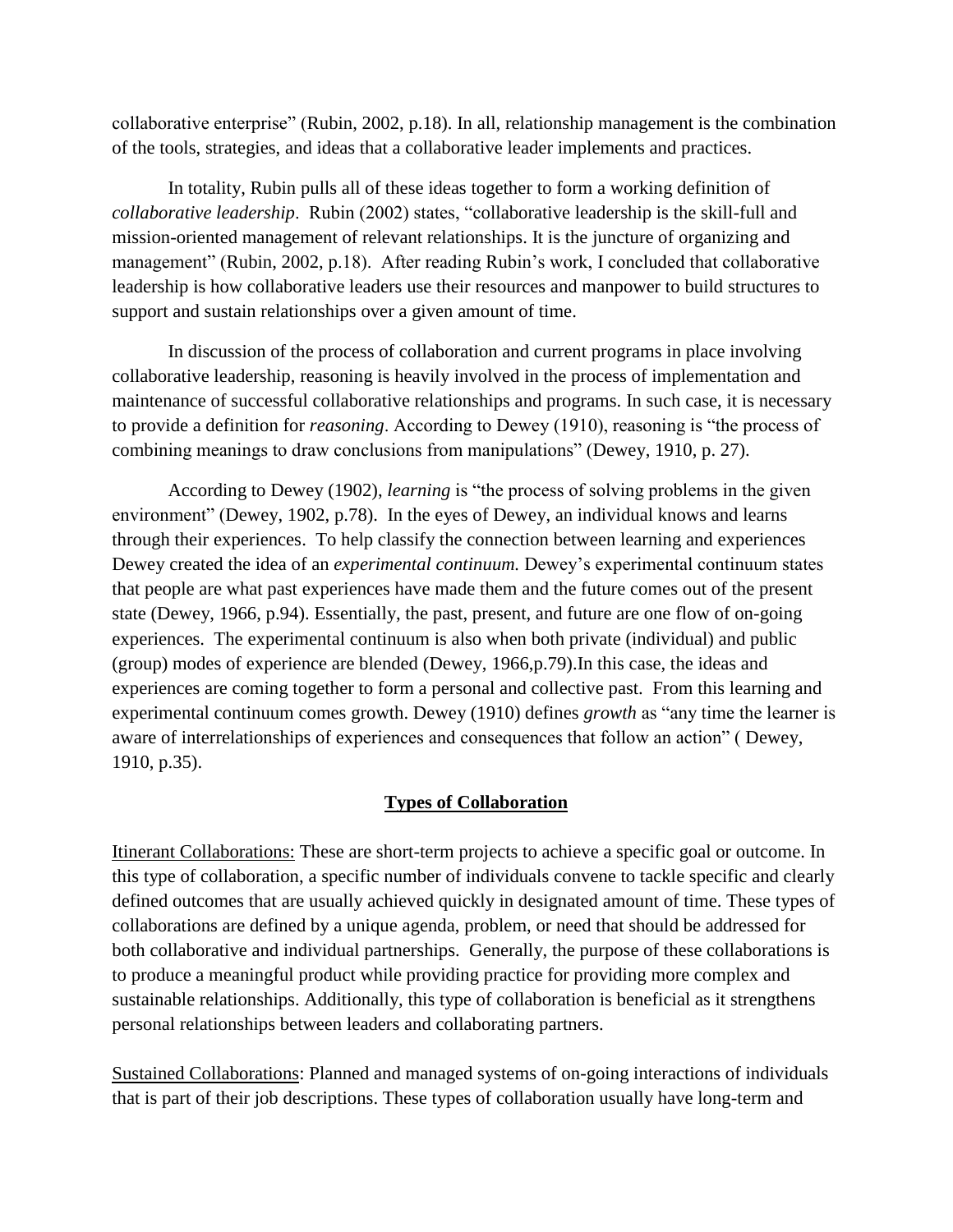collaborative enterprise" (Rubin, 2002, p.18). In all, relationship management is the combination of the tools, strategies, and ideas that a collaborative leader implements and practices.

In totality, Rubin pulls all of these ideas together to form a working definition of *collaborative leadership*. Rubin (2002) states, "collaborative leadership is the skill-full and mission-oriented management of relevant relationships. It is the juncture of organizing and management" (Rubin, 2002, p.18). After reading Rubin's work, I concluded that collaborative leadership is how collaborative leaders use their resources and manpower to build structures to support and sustain relationships over a given amount of time.

In discussion of the process of collaboration and current programs in place involving collaborative leadership, reasoning is heavily involved in the process of implementation and maintenance of successful collaborative relationships and programs. In such case, it is necessary to provide a definition for *reasoning*. According to Dewey (1910), reasoning is "the process of combining meanings to draw conclusions from manipulations" (Dewey, 1910, p. 27).

According to Dewey (1902), *learning* is "the process of solving problems in the given environment" (Dewey, 1902, p.78). In the eyes of Dewey, an individual knows and learns through their experiences. To help classify the connection between learning and experiences Dewey created the idea of an *experimental continuum.* Dewey's experimental continuum states that people are what past experiences have made them and the future comes out of the present state (Dewey, 1966, p.94). Essentially, the past, present, and future are one flow of on-going experiences. The experimental continuum is also when both private (individual) and public (group) modes of experience are blended (Dewey, 1966,p.79).In this case, the ideas and experiences are coming together to form a personal and collective past. From this learning and experimental continuum comes growth. Dewey (1910) defines *growth* as "any time the learner is aware of interrelationships of experiences and consequences that follow an action" ( Dewey, 1910, p.35).

## **Types of Collaboration**

Itinerant Collaborations: These are short-term projects to achieve a specific goal or outcome. In this type of collaboration, a specific number of individuals convene to tackle specific and clearly defined outcomes that are usually achieved quickly in designated amount of time. These types of collaborations are defined by a unique agenda, problem, or need that should be addressed for both collaborative and individual partnerships. Generally, the purpose of these collaborations is to produce a meaningful product while providing practice for providing more complex and sustainable relationships. Additionally, this type of collaboration is beneficial as it strengthens personal relationships between leaders and collaborating partners.

Sustained Collaborations: Planned and managed systems of on-going interactions of individuals that is part of their job descriptions. These types of collaboration usually have long-term and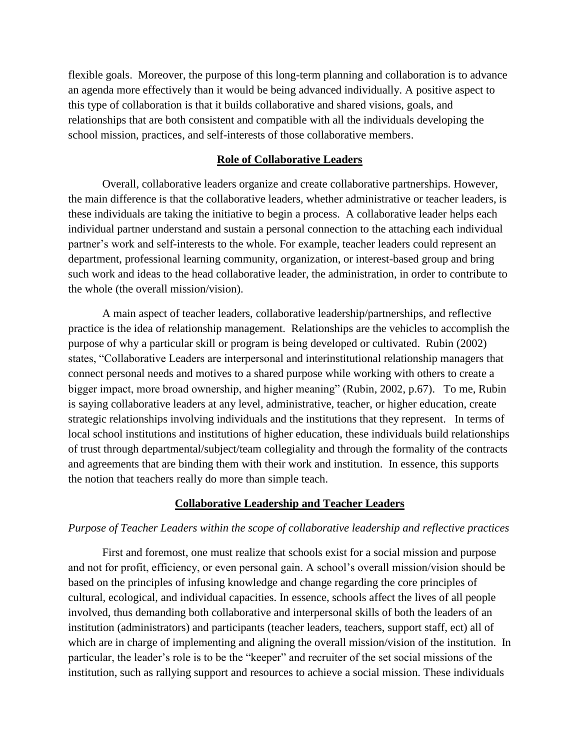flexible goals. Moreover, the purpose of this long-term planning and collaboration is to advance an agenda more effectively than it would be being advanced individually. A positive aspect to this type of collaboration is that it builds collaborative and shared visions, goals, and relationships that are both consistent and compatible with all the individuals developing the school mission, practices, and self-interests of those collaborative members.

## Role of Collaborative Leaders

Overall, collaborative leaders organize and create collaborative partnerships. However, the main difference is that the collaborative leaders, whether administrative or teacher leaders, is these individuals are taking the initiative to begin a process. A collaborative leader helps each individual partner understand and sustain a personal connection to the attaching each individual partner's work and self-interests to the whole. For example, teacher leaders could represent an department, professional learning community, organization, or interest-based group and bring such work and ideas to the head collaborative leader, the administration, in order to contribute to the whole (the overall mission/vision).

A main aspect of teacher leaders, collaborative leadership/partnerships, and reflective practice is the idea of relationship management. Relationships are the vehicles to accomplish the purpose of why a particular skill or program is being developed or cultivated. Rubin (2002) states, "Collaborative Leaders are interpersonal and interinstitutional relationship managers that connect personal needs and motives to a shared purpose while working with others to create a bigger impact, more broad ownership, and higher meaning" (Rubin, 2002, p.67). To me, Rubin is saying collaborative leaders at any level, administrative, teacher, or higher education, create strategic relationships involving individuals and the institutions that they represent. In terms of local school institutions and institutions of higher education, these individuals build relationships of trust through departmental/subject/team collegiality and through the formality of the contracts and agreements that are binding them with their work and institution. In essence, this supports the notion that teachers really do more than simple teach.

## Collaborative Leadership and Teacher Leaders

*Purpose of Teacher Leaders within the scope of collaborative leadership and reflective practices*

First and foremost, one must realize that schools exist for a social mission and purpose and not for profit, efficiency, or even personal gain. A school's overall mission/vision should be based on the principles of infusing knowledge and change regarding the core principles of cultural, ecological, and individual capacities. In essence, schools affect the lives of all people involved, thus demanding both collaborative and interpersonal skills of both the leaders of an institution (administrators) and participants (teacher leaders, teachers, support staff, ect) all of which are in charge of implementing and aligning the overall mission/vision of the institution. In particular, the leader's role is to be the "keeper" and recruiter of the set social missions of the institution, such as rallying support and resources to achieve a social mission. These individuals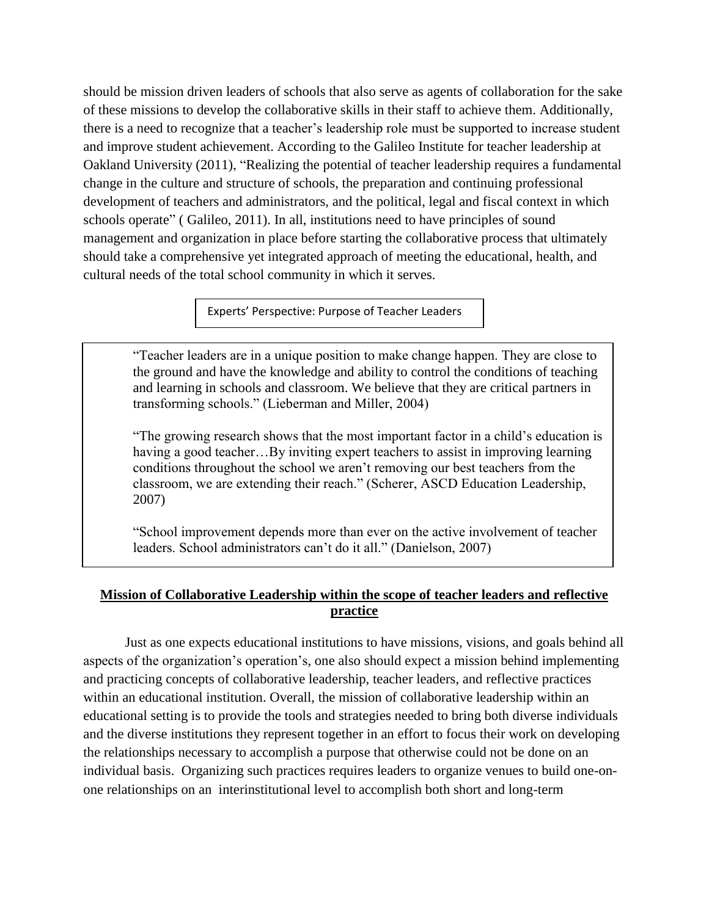should be mission driven leaders of schools that also serve as agents of collaboration for the sake of these missions to develop the collaborative skills in their staff to achieve them. Additionally, there is a need to recognize that a teacher's leadership role must be supported to increase student and improve student achievement. According to the Galileo Institute for teacher leadership at Oakland University (2011), "Realizing the potential of teacher leadership requires a fundamental change in the culture and structure of schools, the preparation and continuing professional development of teachers and administrators, and the political, legal and fiscal context in which schools operate" ( Galileo, 2011). In all, institutions need to have principles of sound management and organization in place before starting the collaborative process that ultimately should take a comprehensive yet integrated approach of meeting the educational, health, and cultural needs of the total school community in which it serves.

Experts' Perspective: Purpose of Teacher Leaders

> "Teacher leaders are in a unique position to make change happen. They are close to the ground and have the knowledge and ability to control the conditions of teaching and learning in schools and classroom. We believe that they are critical partners in transforming schools." (Lieberman and Miller, 2004)
>
> "The growing research shows that the most important factor in a child's education is having a good teacher…By inviting expert teachers to assist in improving learning conditions throughout the school we aren't removing our best teachers from the classroom, we are extending their reach." (Scherer, ASCD Education Leadership, 2007)
>
> "School improvement depends more than ever on the active involvement of teacher leaders. School administrators can't do it all." (Danielson, 2007)

## Mission of Collaborative Leadership within the scope of teacher leaders and reflective practice

Just as one expects educational institutions to have missions, visions, and goals behind all aspects of the organization's operation's, one also should expect a mission behind implementing and practicing concepts of collaborative leadership, teacher leaders, and reflective practices within an educational institution. Overall, the mission of collaborative leadership within an educational setting is to provide the tools and strategies needed to bring both diverse individuals and the diverse institutions they represent together in an effort to focus their work on developing the relationships necessary to accomplish a purpose that otherwise could not be done on an individual basis. Organizing such practices requires leaders to organize venues to build one-on-one relationships on an interinstitutional level to accomplish both short and long-term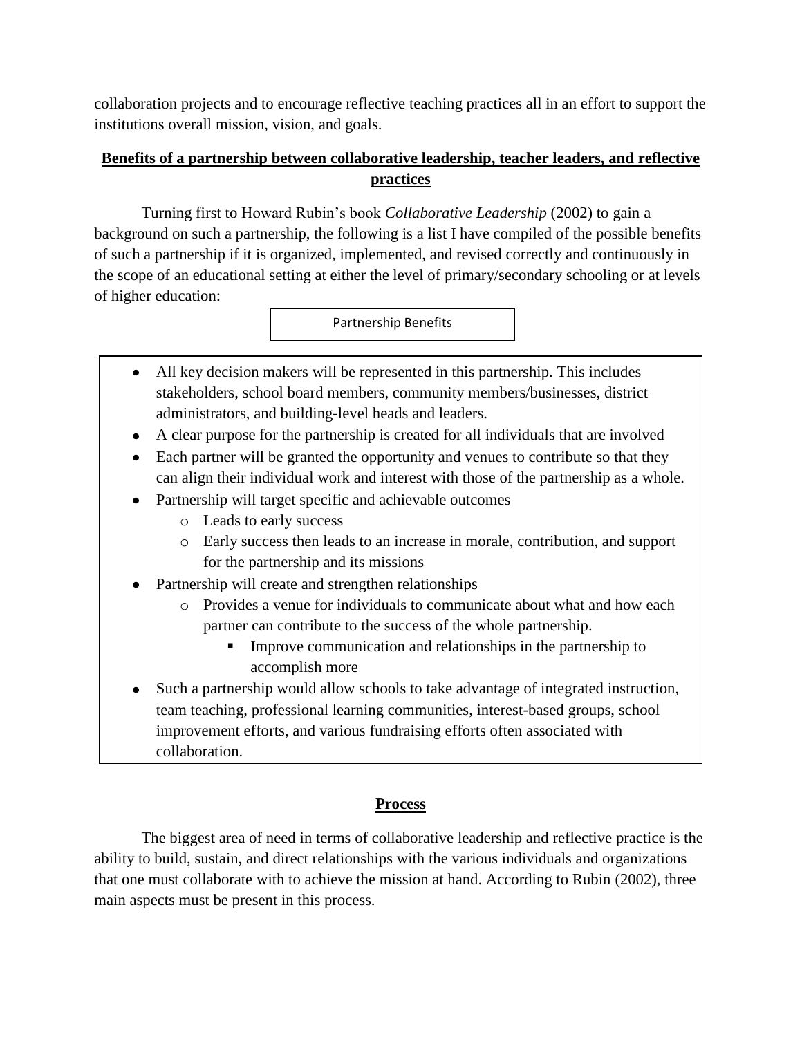collaboration projects and to encourage reflective teaching practices all in an effort to support the institutions overall mission, vision, and goals.

## Benefits of a partnership between collaborative leadership, teacher leaders, and reflective practices

Turning first to Howard Rubin's book *Collaborative Leadership* (2002) to gain a background on such a partnership, the following is a list I have compiled of the possible benefits of such a partnership if it is organized, implemented, and revised correctly and continuously in the scope of an educational setting at either the level of primary/secondary schooling or at levels of higher education:

**Partnership Benefits**

- All key decision makers will be represented in this partnership. This includes stakeholders, school board members, community members/businesses, district administrators, and building-level heads and leaders.
- A clear purpose for the partnership is created for all individuals that are involved
- Each partner will be granted the opportunity and venues to contribute so that they can align their individual work and interest with those of the partnership as a whole.
- Partnership will target specific and achievable outcomes
  - Leads to early success
  - Early success then leads to an increase in morale, contribution, and support for the partnership and its missions
- Partnership will create and strengthen relationships
  - Provides a venue for individuals to communicate about what and how each partner can contribute to the success of the whole partnership.
    - Improve communication and relationships in the partnership to accomplish more
- Such a partnership would allow schools to take advantage of integrated instruction, team teaching, professional learning communities, interest-based groups, school improvement efforts, and various fundraising efforts often associated with collaboration.

## Process

The biggest area of need in terms of collaborative leadership and reflective practice is the ability to build, sustain, and direct relationships with the various individuals and organizations that one must collaborate with to achieve the mission at hand. According to Rubin (2002), three main aspects must be present in this process.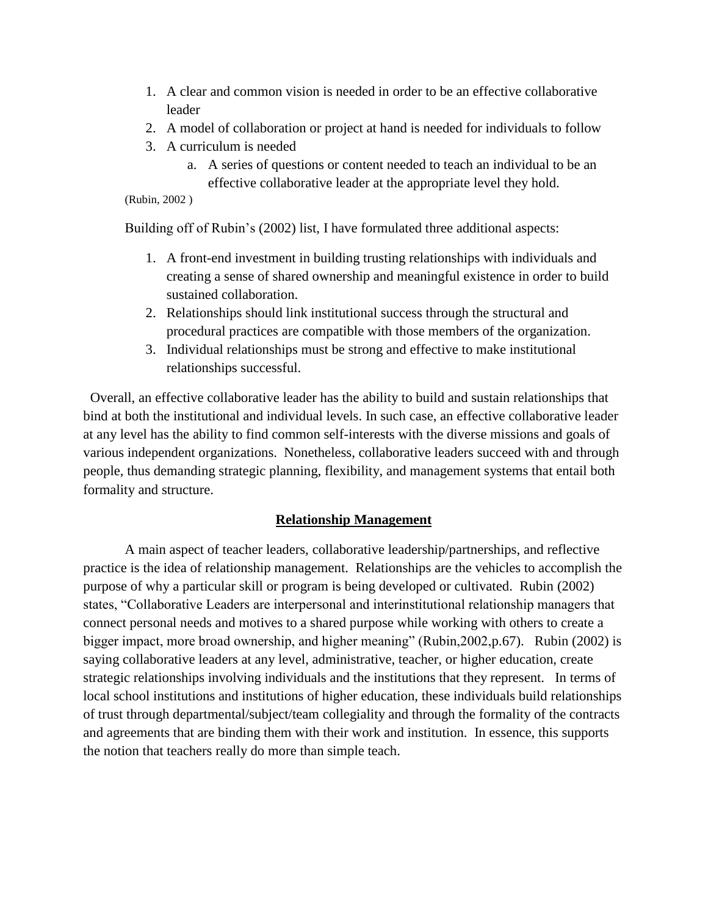1. A clear and common vision is needed in order to be an effective collaborative leader
2. A model of collaboration or project at hand is needed for individuals to follow
3. A curriculum is needed
   a. A series of questions or content needed to teach an individual to be an effective collaborative leader at the appropriate level they hold.

(Rubin, 2002 )

Building off of Rubin's (2002) list, I have formulated three additional aspects:

1. A front-end investment in building trusting relationships with individuals and creating a sense of shared ownership and meaningful existence in order to build sustained collaboration.
2. Relationships should link institutional success through the structural and procedural practices are compatible with those members of the organization.
3. Individual relationships must be strong and effective to make institutional relationships successful.

Overall, an effective collaborative leader has the ability to build and sustain relationships that bind at both the institutional and individual levels. In such case, an effective collaborative leader at any level has the ability to find common self-interests with the diverse missions and goals of various independent organizations. Nonetheless, collaborative leaders succeed with and through people, thus demanding strategic planning, flexibility, and management systems that entail both formality and structure.

## Relationship Management

A main aspect of teacher leaders, collaborative leadership/partnerships, and reflective practice is the idea of relationship management. Relationships are the vehicles to accomplish the purpose of why a particular skill or program is being developed or cultivated. Rubin (2002) states, "Collaborative Leaders are interpersonal and interinstitutional relationship managers that connect personal needs and motives to a shared purpose while working with others to create a bigger impact, more broad ownership, and higher meaning" (Rubin,2002,p.67). Rubin (2002) is saying collaborative leaders at any level, administrative, teacher, or higher education, create strategic relationships involving individuals and the institutions that they represent. In terms of local school institutions and institutions of higher education, these individuals build relationships of trust through departmental/subject/team collegiality and through the formality of the contracts and agreements that are binding them with their work and institution. In essence, this supports the notion that teachers really do more than simple teach.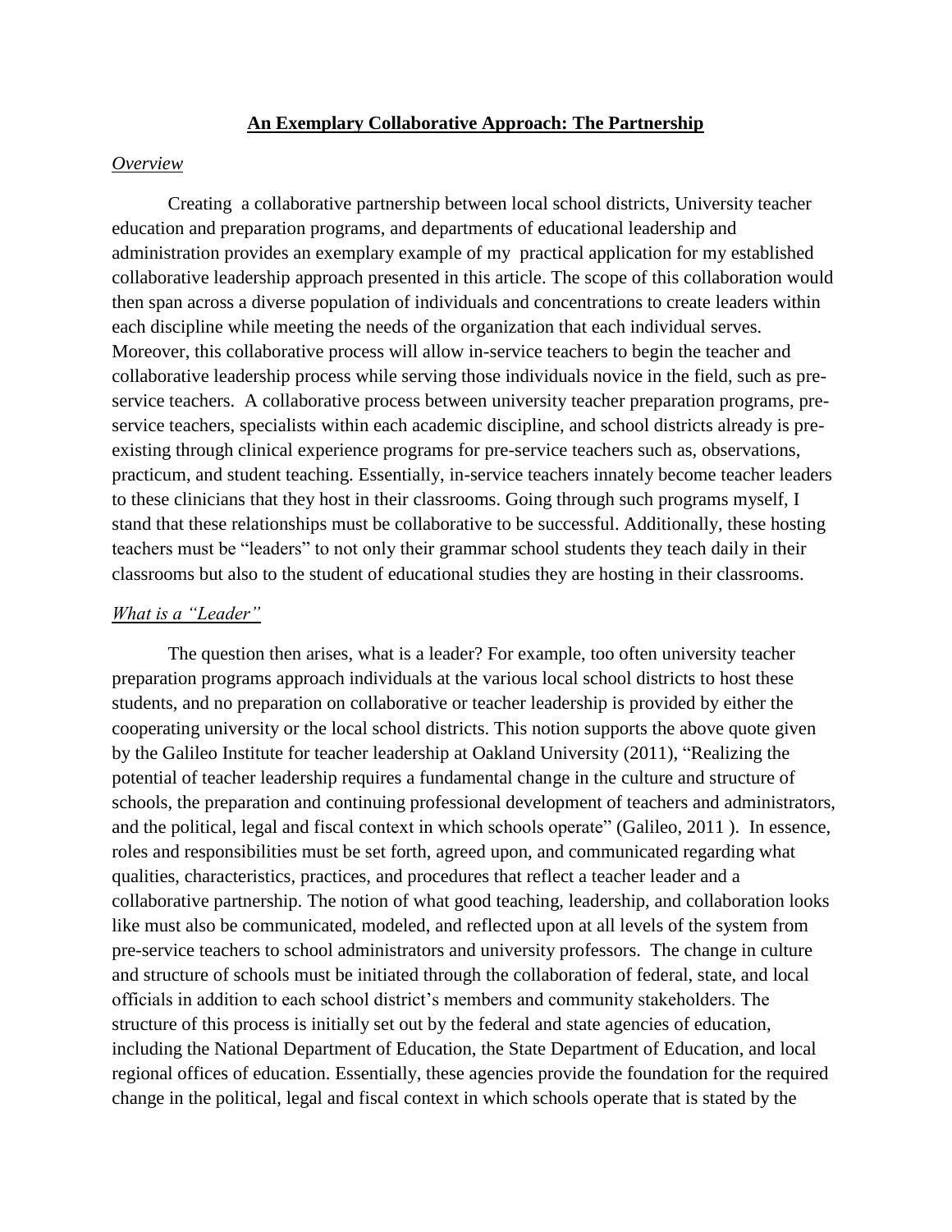## An Exemplary Collaborative Approach: The Partnership

### *Overview*

Creating a collaborative partnership between local school districts, University teacher education and preparation programs, and departments of educational leadership and administration provides an exemplary example of my practical application for my established collaborative leadership approach presented in this article. The scope of this collaboration would then span across a diverse population of individuals and concentrations to create leaders within each discipline while meeting the needs of the organization that each individual serves. Moreover, this collaborative process will allow in-service teachers to begin the teacher and collaborative leadership process while serving those individuals novice in the field, such as pre-service teachers. A collaborative process between university teacher preparation programs, pre-service teachers, specialists within each academic discipline, and school districts already is pre-existing through clinical experience programs for pre-service teachers such as, observations, practicum, and student teaching. Essentially, in-service teachers innately become teacher leaders to these clinicians that they host in their classrooms. Going through such programs myself, I stand that these relationships must be collaborative to be successful. Additionally, these hosting teachers must be "leaders" to not only their grammar school students they teach daily in their classrooms but also to the student of educational studies they are hosting in their classrooms.

### *What is a "Leader"*

The question then arises, what is a leader? For example, too often university teacher preparation programs approach individuals at the various local school districts to host these students, and no preparation on collaborative or teacher leadership is provided by either the cooperating university or the local school districts. This notion supports the above quote given by the Galileo Institute for teacher leadership at Oakland University (2011), "Realizing the potential of teacher leadership requires a fundamental change in the culture and structure of schools, the preparation and continuing professional development of teachers and administrators, and the political, legal and fiscal context in which schools operate" (Galileo, 2011 ). In essence, roles and responsibilities must be set forth, agreed upon, and communicated regarding what qualities, characteristics, practices, and procedures that reflect a teacher leader and a collaborative partnership. The notion of what good teaching, leadership, and collaboration looks like must also be communicated, modeled, and reflected upon at all levels of the system from pre-service teachers to school administrators and university professors. The change in culture and structure of schools must be initiated through the collaboration of federal, state, and local officials in addition to each school district's members and community stakeholders. The structure of this process is initially set out by the federal and state agencies of education, including the National Department of Education, the State Department of Education, and local regional offices of education. Essentially, these agencies provide the foundation for the required change in the political, legal and fiscal context in which schools operate that is stated by the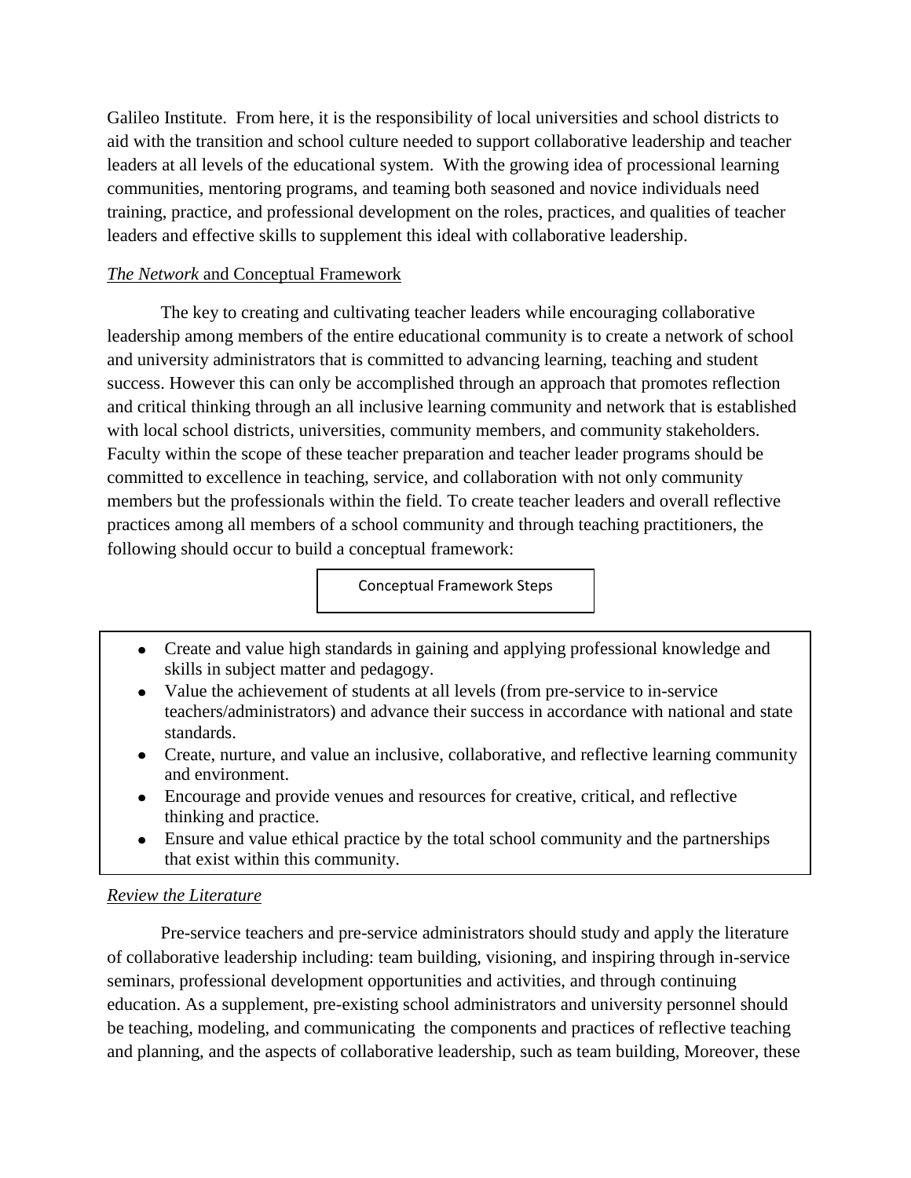Galileo Institute. From here, it is the responsibility of local universities and school districts to aid with the transition and school culture needed to support collaborative leadership and teacher leaders at all levels of the educational system. With the growing idea of processional learning communities, mentoring programs, and teaming both seasoned and novice individuals need training, practice, and professional development on the roles, practices, and qualities of teacher leaders and effective skills to supplement this ideal with collaborative leadership.

*The Network* and Conceptual Framework

The key to creating and cultivating teacher leaders while encouraging collaborative leadership among members of the entire educational community is to create a network of school and university administrators that is committed to advancing learning, teaching and student success. However this can only be accomplished through an approach that promotes reflection and critical thinking through an all inclusive learning community and network that is established with local school districts, universities, community members, and community stakeholders. Faculty within the scope of these teacher preparation and teacher leader programs should be committed to excellence in teaching, service, and collaboration with not only community members but the professionals within the field. To create teacher leaders and overall reflective practices among all members of a school community and through teaching practitioners, the following should occur to build a conceptual framework:

Conceptual Framework Steps

- Create and value high standards in gaining and applying professional knowledge and skills in subject matter and pedagogy.
- Value the achievement of students at all levels (from pre-service to in-service teachers/administrators) and advance their success in accordance with national and state standards.
- Create, nurture, and value an inclusive, collaborative, and reflective learning community and environment.
- Encourage and provide venues and resources for creative, critical, and reflective thinking and practice.
- Ensure and value ethical practice by the total school community and the partnerships that exist within this community.

*Review the Literature*

Pre-service teachers and pre-service administrators should study and apply the literature of collaborative leadership including: team building, visioning, and inspiring through in-service seminars, professional development opportunities and activities, and through continuing education. As a supplement, pre-existing school administrators and university personnel should be teaching, modeling, and communicating the components and practices of reflective teaching and planning, and the aspects of collaborative leadership, such as team building, Moreover, these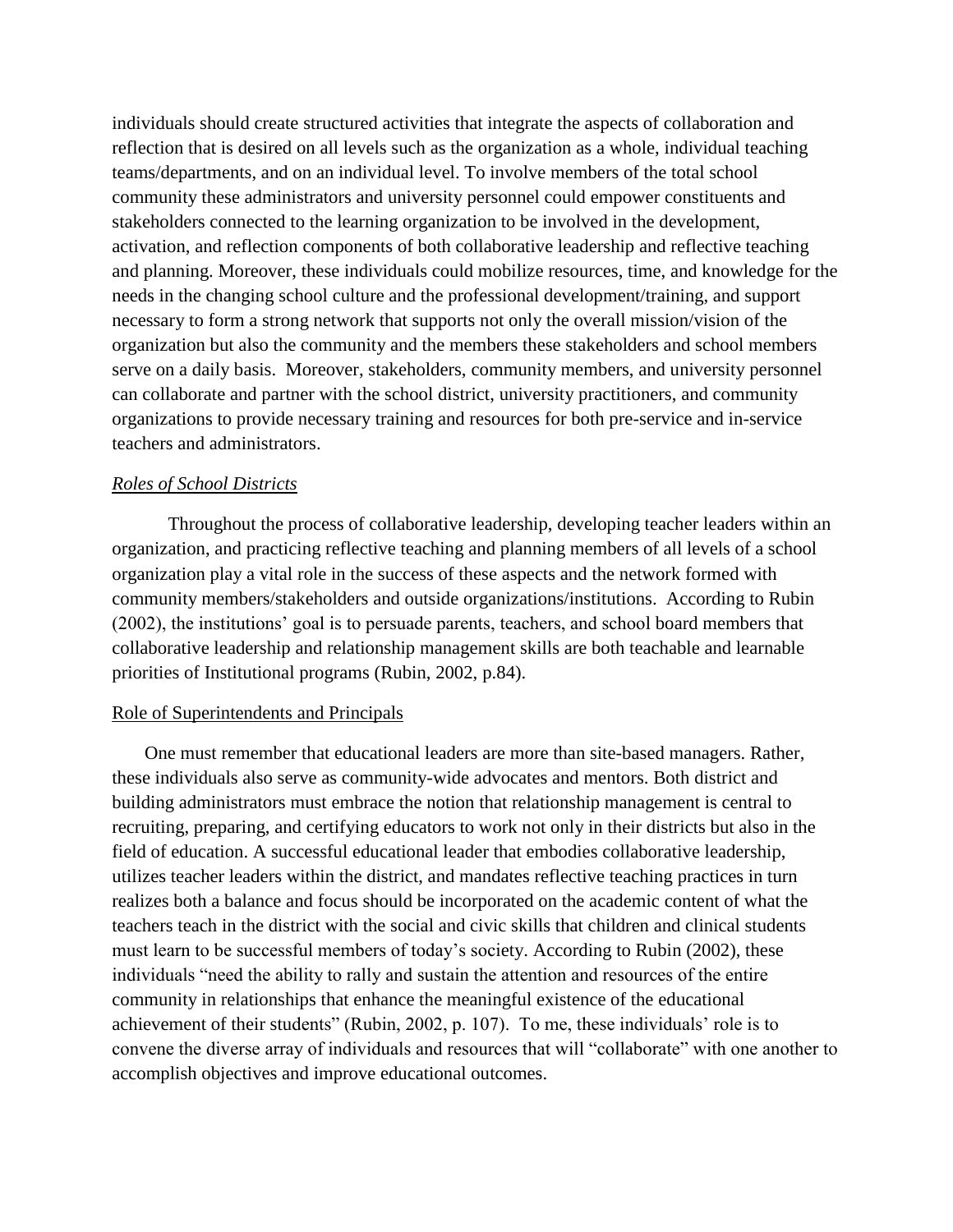individuals should create structured activities that integrate the aspects of collaboration and reflection that is desired on all levels such as the organization as a whole, individual teaching teams/departments, and on an individual level. To involve members of the total school community these administrators and university personnel could empower constituents and stakeholders connected to the learning organization to be involved in the development, activation, and reflection components of both collaborative leadership and reflective teaching and planning. Moreover, these individuals could mobilize resources, time, and knowledge for the needs in the changing school culture and the professional development/training, and support necessary to form a strong network that supports not only the overall mission/vision of the organization but also the community and the members these stakeholders and school members serve on a daily basis. Moreover, stakeholders, community members, and university personnel can collaborate and partner with the school district, university practitioners, and community organizations to provide necessary training and resources for both pre-service and in-service teachers and administrators.

### *Roles of School Districts*

Throughout the process of collaborative leadership, developing teacher leaders within an organization, and practicing reflective teaching and planning members of all levels of a school organization play a vital role in the success of these aspects and the network formed with community members/stakeholders and outside organizations/institutions. According to Rubin (2002), the institutions' goal is to persuade parents, teachers, and school board members that collaborative leadership and relationship management skills are both teachable and learnable priorities of Institutional programs (Rubin, 2002, p.84).

### Role of Superintendents and Principals

One must remember that educational leaders are more than site-based managers. Rather, these individuals also serve as community-wide advocates and mentors. Both district and building administrators must embrace the notion that relationship management is central to recruiting, preparing, and certifying educators to work not only in their districts but also in the field of education. A successful educational leader that embodies collaborative leadership, utilizes teacher leaders within the district, and mandates reflective teaching practices in turn realizes both a balance and focus should be incorporated on the academic content of what the teachers teach in the district with the social and civic skills that children and clinical students must learn to be successful members of today's society. According to Rubin (2002), these individuals "need the ability to rally and sustain the attention and resources of the entire community in relationships that enhance the meaningful existence of the educational achievement of their students" (Rubin, 2002, p. 107). To me, these individuals' role is to convene the diverse array of individuals and resources that will "collaborate" with one another to accomplish objectives and improve educational outcomes.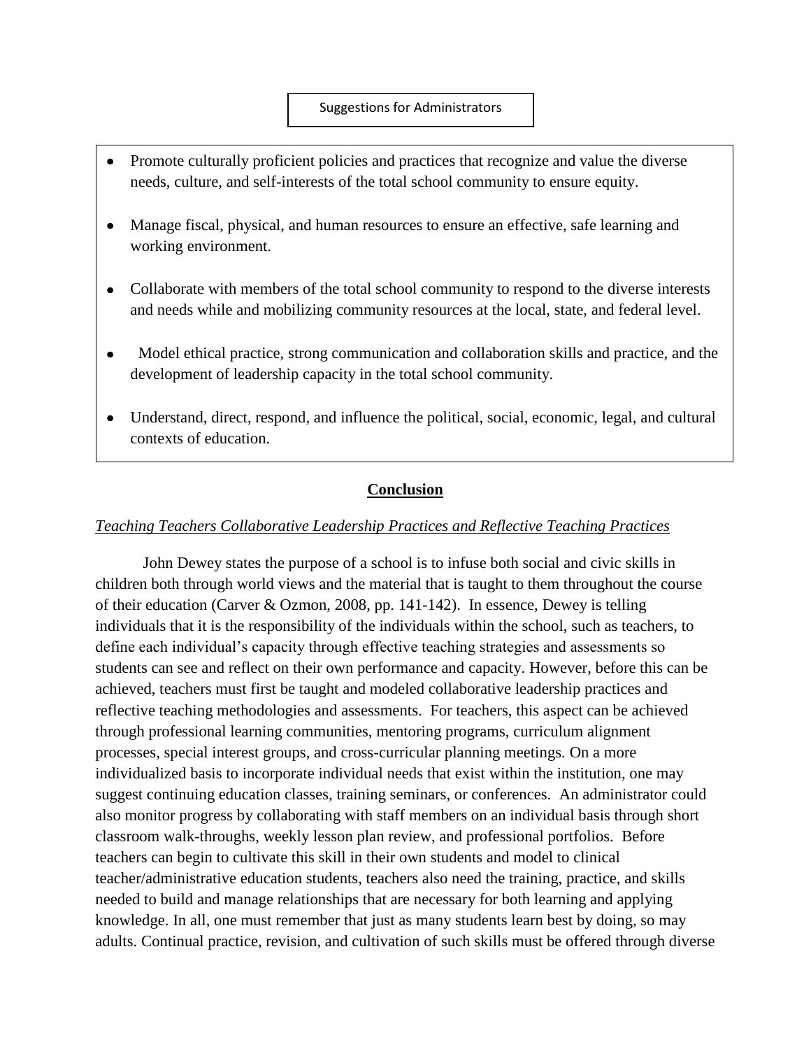Suggestions for Administrators

- Promote culturally proficient policies and practices that recognize and value the diverse needs, culture, and self-interests of the total school community to ensure equity.
- Manage fiscal, physical, and human resources to ensure an effective, safe learning and working environment.
- Collaborate with members of the total school community to respond to the diverse interests and needs while and mobilizing community resources at the local, state, and federal level.
- Model ethical practice, strong communication and collaboration skills and practice, and the development of leadership capacity in the total school community.
- Understand, direct, respond, and influence the political, social, economic, legal, and cultural contexts of education.

## Conclusion

*Teaching Teachers Collaborative Leadership Practices and Reflective Teaching Practices*

John Dewey states the purpose of a school is to infuse both social and civic skills in children both through world views and the material that is taught to them throughout the course of their education (Carver & Ozmon, 2008, pp. 141-142). In essence, Dewey is telling individuals that it is the responsibility of the individuals within the school, such as teachers, to define each individual's capacity through effective teaching strategies and assessments so students can see and reflect on their own performance and capacity. However, before this can be achieved, teachers must first be taught and modeled collaborative leadership practices and reflective teaching methodologies and assessments. For teachers, this aspect can be achieved through professional learning communities, mentoring programs, curriculum alignment processes, special interest groups, and cross-curricular planning meetings. On a more individualized basis to incorporate individual needs that exist within the institution, one may suggest continuing education classes, training seminars, or conferences. An administrator could also monitor progress by collaborating with staff members on an individual basis through short classroom walk-throughs, weekly lesson plan review, and professional portfolios. Before teachers can begin to cultivate this skill in their own students and model to clinical teacher/administrative education students, teachers also need the training, practice, and skills needed to build and manage relationships that are necessary for both learning and applying knowledge. In all, one must remember that just as many students learn best by doing, so may adults. Continual practice, revision, and cultivation of such skills must be offered through diverse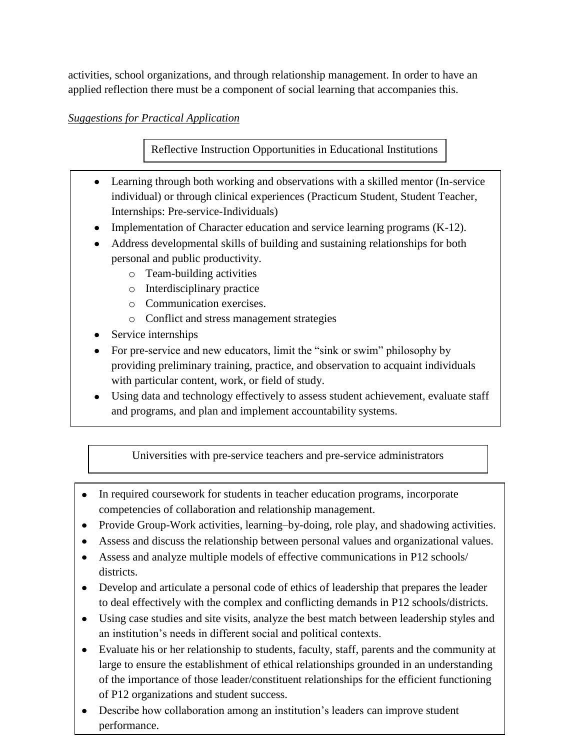activities, school organizations, and through relationship management. In order to have an applied reflection there must be a component of social learning that accompanies this.

*Suggestions for Practical Application*

**Reflective Instruction Opportunities in Educational Institutions**

- Learning through both working and observations with a skilled mentor (In-service individual) or through clinical experiences (Practicum Student, Student Teacher, Internships: Pre-service-Individuals)
- Implementation of Character education and service learning programs (K-12).
- Address developmental skills of building and sustaining relationships for both personal and public productivity.
  - Team-building activities
  - Interdisciplinary practice
  - Communication exercises.
  - Conflict and stress management strategies
- Service internships
- For pre-service and new educators, limit the "sink or swim" philosophy by providing preliminary training, practice, and observation to acquaint individuals with particular content, work, or field of study.
- Using data and technology effectively to assess student achievement, evaluate staff and programs, and plan and implement accountability systems.

**Universities with pre-service teachers and pre-service administrators**

- In required coursework for students in teacher education programs, incorporate competencies of collaboration and relationship management.
- Provide Group-Work activities, learning–by-doing, role play, and shadowing activities.
- Assess and discuss the relationship between personal values and organizational values.
- Assess and analyze multiple models of effective communications in P12 schools/ districts.
- Develop and articulate a personal code of ethics of leadership that prepares the leader to deal effectively with the complex and conflicting demands in P12 schools/districts.
- Using case studies and site visits, analyze the best match between leadership styles and an institution's needs in different social and political contexts.
- Evaluate his or her relationship to students, faculty, staff, parents and the community at large to ensure the establishment of ethical relationships grounded in an understanding of the importance of those leader/constituent relationships for the efficient functioning of P12 organizations and student success.
- Describe how collaboration among an institution's leaders can improve student performance.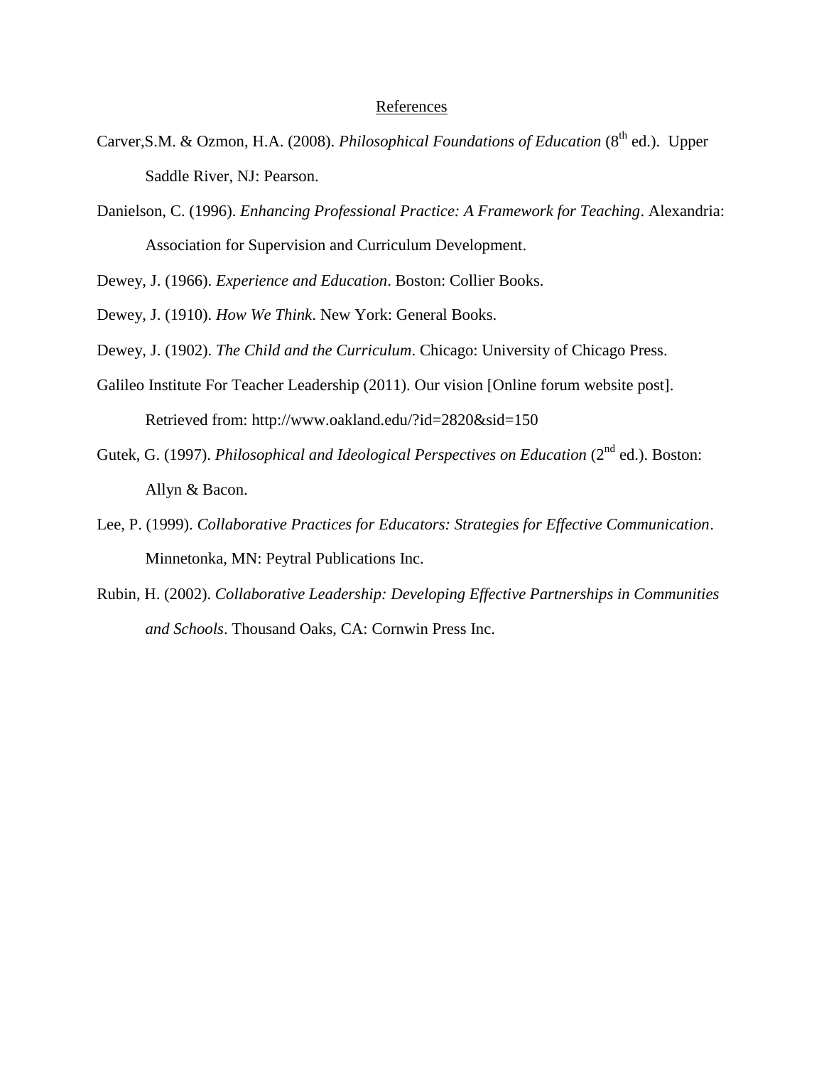# References

Carver,S.M. & Ozmon, H.A. (2008). *Philosophical Foundations of Education* (8th ed.). Upper Saddle River, NJ: Pearson.

Danielson, C. (1996). *Enhancing Professional Practice: A Framework for Teaching*. Alexandria: Association for Supervision and Curriculum Development.

Dewey, J. (1966). *Experience and Education*. Boston: Collier Books.

Dewey, J. (1910). *How We Think*. New York: General Books.

Dewey, J. (1902). *The Child and the Curriculum*. Chicago: University of Chicago Press.

Galileo Institute For Teacher Leadership (2011). Our vision [Online forum website post]. Retrieved from: http://www.oakland.edu/?id=2820&sid=150

Gutek, G. (1997). *Philosophical and Ideological Perspectives on Education* (2nd ed.). Boston: Allyn & Bacon.

Lee, P. (1999). *Collaborative Practices for Educators: Strategies for Effective Communication*. Minnetonka, MN: Peytral Publications Inc.

Rubin, H. (2002). *Collaborative Leadership: Developing Effective Partnerships in Communities and Schools*. Thousand Oaks, CA: Cornwin Press Inc.